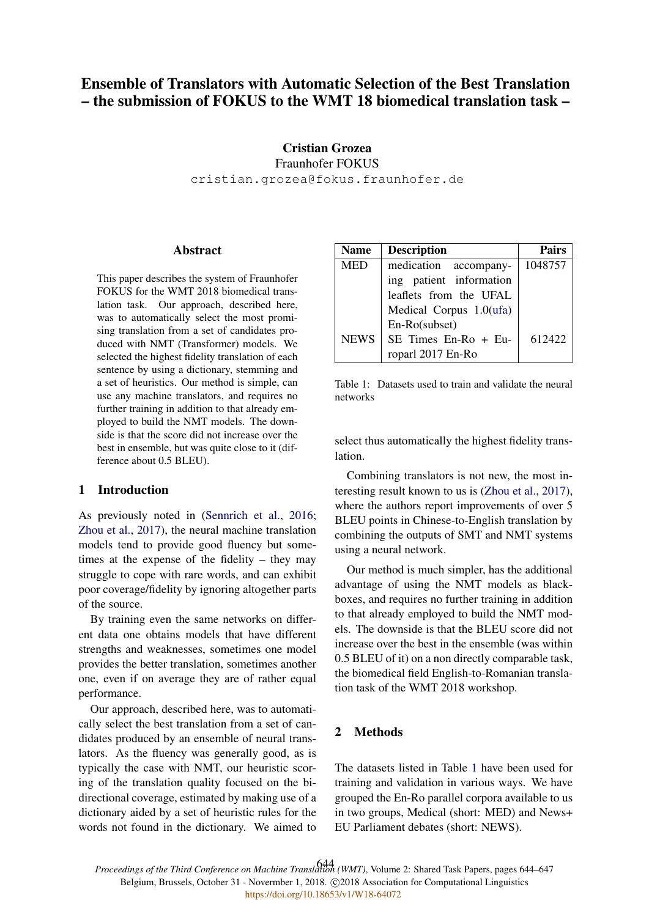# Ensemble of Translators with Automatic Selection of the Best Translation – the submission of FOKUS to the WMT 18 biomedical translation task –

**Cristian Grozea**
Fraunhofer FOKUS
cristian.grozea@fokus.fraunhofer.de

## Abstract

This paper describes the system of Fraunhofer FOKUS for the WMT 2018 biomedical translation task. Our approach, described here, was to automatically select the most promising translation from a set of candidates produced with NMT (Transformer) models. We selected the highest fidelity translation of each sentence by using a dictionary, stemming and a set of heuristics. Our method is simple, can use any machine translators, and requires no further training in addition to that already employed to build the NMT models. The downside is that the score did not increase over the best in ensemble, but was quite close to it (difference about 0.5 BLEU).

## 1 Introduction

As previously noted in (Sennrich et al., 2016; Zhou et al., 2017), the neural machine translation models tend to provide good fluency but sometimes at the expense of the fidelity – they may struggle to cope with rare words, and can exhibit poor coverage/fidelity by ignoring altogether parts of the source.

By training even the same networks on different data one obtains models that have different strengths and weaknesses, sometimes one model provides the better translation, sometimes another one, even if on average they are of rather equal performance.

Our approach, described here, was to automatically select the best translation from a set of candidates produced by an ensemble of neural translators. As the fluency was generally good, as is typically the case with NMT, our heuristic scoring of the translation quality focused on the bidirectional coverage, estimated by making use of a dictionary aided by a set of heuristic rules for the words not found in the dictionary. We aimed to select thus automatically the highest fidelity translation.

| Name | Description | Pairs |
|---|---|---|
| MED | medication accompanying patient information leaflets from the UFAL Medical Corpus 1.0(ufa) En-Ro(subset) | 1048757 |
| NEWS | SE Times En-Ro + Europarl 2017 En-Ro | 612422 |

Table 1: Datasets used to train and validate the neural networks

Combining translators is not new, the most interesting result known to us is (Zhou et al., 2017), where the authors report improvements of over 5 BLEU points in Chinese-to-English translation by combining the outputs of SMT and NMT systems using a neural network.

Our method is much simpler, has the additional advantage of using the NMT models as black-boxes, and requires no further training in addition to that already employed to build the NMT models. The downside is that the BLEU score did not increase over the best in the ensemble (was within 0.5 BLEU of it) on a non directly comparable task, the biomedical field English-to-Romanian translation task of the WMT 2018 workshop.

## 2 Methods

The datasets listed in Table 1 have been used for training and validation in various ways. We have grouped the En-Ro parallel corpora available to us in two groups, Medical (short: MED) and News+ EU Parliament debates (short: NEWS).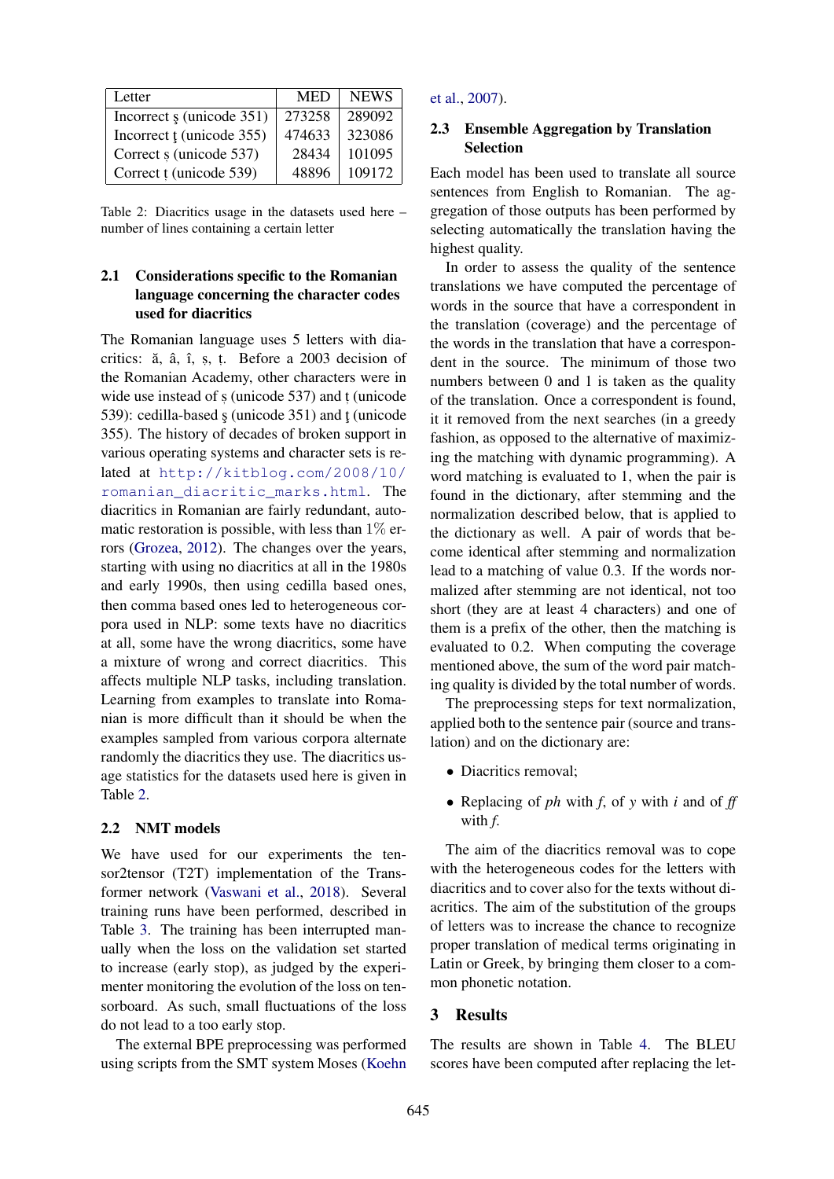| Letter | MED | NEWS |
|---|---|---|
| Incorrect ş (unicode 351) | 273258 | 289092 |
| Incorrect ţ (unicode 355) | 474633 | 323086 |
| Correct ș (unicode 537) | 28434 | 101095 |
| Correct ț (unicode 539) | 48896 | 109172 |

Table 2: Diacritics usage in the datasets used here – number of lines containing a certain letter

### 2.1 Considerations specific to the Romanian language concerning the character codes used for diacritics

The Romanian language uses 5 letters with diacritics: ă, â, î, ș, ț. Before a 2003 decision of the Romanian Academy, other characters were in wide use instead of ș (unicode 537) and ț (unicode 539): cedilla-based ş (unicode 351) and ţ (unicode 355). The history of decades of broken support in various operating systems and character sets is related at http://kitblog.com/2008/10/romanian_diacritic_marks.html. The diacritics in Romanian are fairly redundant, automatic restoration is possible, with less than 1% errors (Grozea, 2012). The changes over the years, starting with using no diacritics at all in the 1980s and early 1990s, then using cedilla based ones, then comma based ones led to heterogeneous corpora used in NLP: some texts have no diacritics at all, some have the wrong diacritics, some have a mixture of wrong and correct diacritics. This affects multiple NLP tasks, including translation. Learning from examples to translate into Romanian is more difficult than it should be when the examples sampled from various corpora alternate randomly the diacritics they use. The diacritics usage statistics for the datasets used here is given in Table 2.

### 2.2 NMT models

We have used for our experiments the tensor2tensor (T2T) implementation of the Transformer network (Vaswani et al., 2018). Several training runs have been performed, described in Table 3. The training has been interrupted manually when the loss on the validation set started to increase (early stop), as judged by the experimenter monitoring the evolution of the loss on tensorboard. As such, small fluctuations of the loss do not lead to a too early stop.

The external BPE preprocessing was performed using scripts from the SMT system Moses (Koehn et al., 2007).

### 2.3 Ensemble Aggregation by Translation Selection

Each model has been used to translate all source sentences from English to Romanian. The aggregation of those outputs has been performed by selecting automatically the translation having the highest quality.

In order to assess the quality of the sentence translations we have computed the percentage of words in the source that have a correspondent in the translation (coverage) and the percentage of the words in the translation that have a correspondent in the source. The minimum of those two numbers between 0 and 1 is taken as the quality of the translation. Once a correspondent is found, it it removed from the next searches (in a greedy fashion, as opposed to the alternative of maximizing the matching with dynamic programming). A word matching is evaluated to 1, when the pair is found in the dictionary, after stemming and the normalization described below, that is applied to the dictionary as well. A pair of words that become identical after stemming and normalization lead to a matching of value 0.3. If the words normalized after stemming are not identical, not too short (they are at least 4 characters) and one of them is a prefix of the other, then the matching is evaluated to 0.2. When computing the coverage mentioned above, the sum of the word pair matching quality is divided by the total number of words.

The preprocessing steps for text normalization, applied both to the sentence pair (source and translation) and on the dictionary are:

- Diacritics removal;
- Replacing of *ph* with *f*, of *y* with *i* and of *ff* with *f*.

The aim of the diacritics removal was to cope with the heterogeneous codes for the letters with diacritics and to cover also for the texts without diacritics. The aim of the substitution of the groups of letters was to increase the chance to recognize proper translation of medical terms originating in Latin or Greek, by bringing them closer to a common phonetic notation.

## 3 Results

The results are shown in Table 4. The BLEU scores have been computed after replacing the let-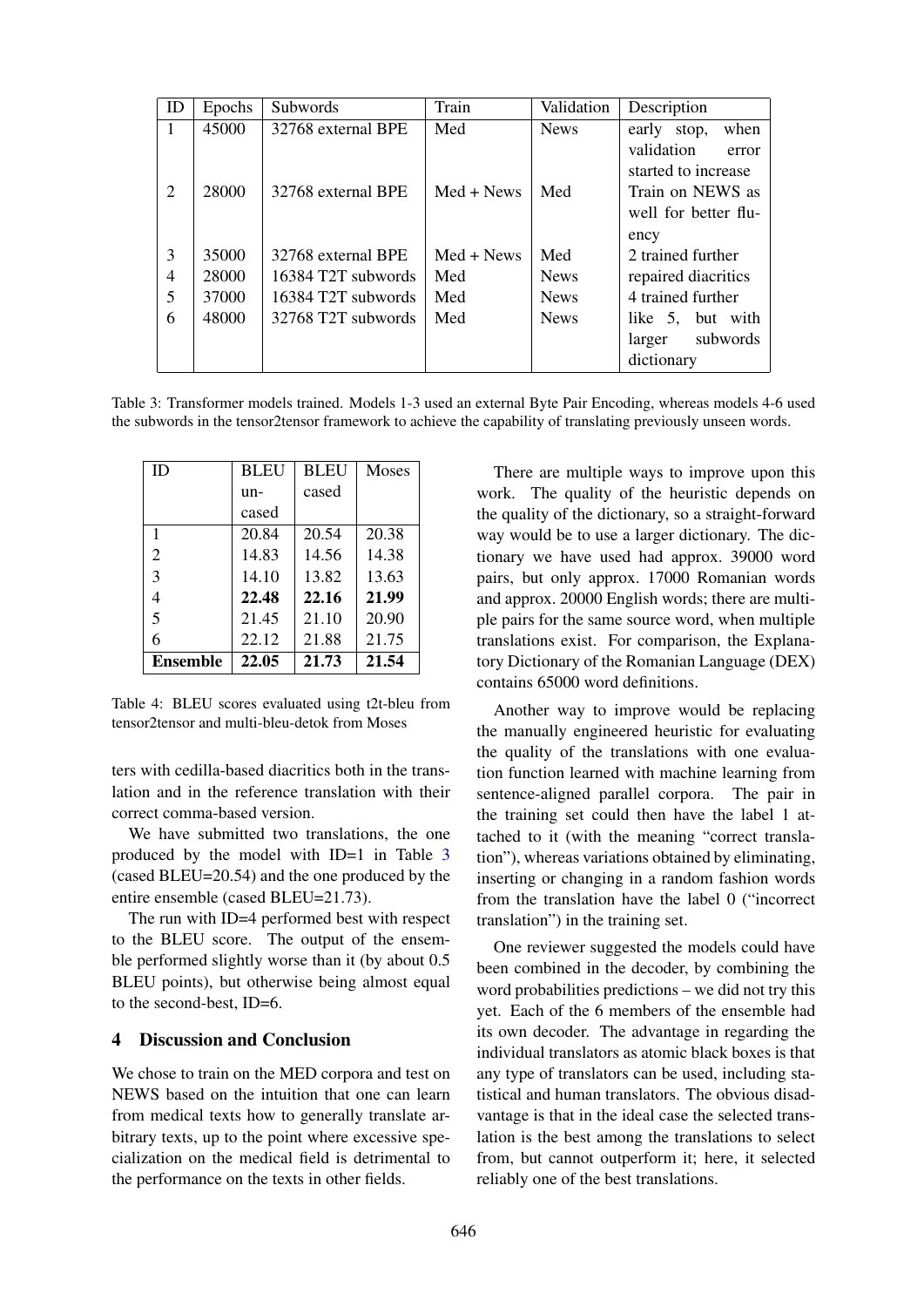| ID | Epochs | Subwords | Train | Validation | Description |
|---|---|---|---|---|---|
| 1 | 45000 | 32768 external BPE | Med | News | early stop, when validation error started to increase |
| 2 | 28000 | 32768 external BPE | Med + News | Med | Train on NEWS as well for better fluency |
| 3 | 35000 | 32768 external BPE | Med + News | Med | 2 trained further |
| 4 | 28000 | 16384 T2T subwords | Med | News | repaired diacritics |
| 5 | 37000 | 16384 T2T subwords | Med | News | 4 trained further |
| 6 | 48000 | 32768 T2T subwords | Med | News | like 5, but with larger subwords dictionary |

Table 3: Transformer models trained. Models 1-3 used an external Byte Pair Encoding, whereas models 4-6 used the subwords in the tensor2tensor framework to achieve the capability of translating previously unseen words.

| ID | BLEU uncased | BLEU cased | Moses |
|---|---|---|---|
| 1 | 20.84 | 20.54 | 20.38 |
| 2 | 14.83 | 14.56 | 14.38 |
| 3 | 14.10 | 13.82 | 13.63 |
| 4 | **22.48** | **22.16** | **21.99** |
| 5 | 21.45 | 21.10 | 20.90 |
| 6 | 22.12 | 21.88 | 21.75 |
| **Ensemble** | **22.05** | **21.73** | **21.54** |

Table 4: BLEU scores evaluated using t2t-bleu from tensor2tensor and multi-bleu-detok from Moses

ters with cedilla-based diacritics both in the translation and in the reference translation with their correct comma-based version.

We have submitted two translations, the one produced by the model with ID=1 in Table 3 (cased BLEU=20.54) and the one produced by the entire ensemble (cased BLEU=21.73).

The run with ID=4 performed best with respect to the BLEU score. The output of the ensemble performed slightly worse than it (by about 0.5 BLEU points), but otherwise being almost equal to the second-best, ID=6.

## 4 Discussion and Conclusion

We chose to train on the MED corpora and test on NEWS based on the intuition that one can learn from medical texts how to generally translate arbitrary texts, up to the point where excessive specialization on the medical field is detrimental to the performance on the texts in other fields.

There are multiple ways to improve upon this work. The quality of the heuristic depends on the quality of the dictionary, so a straight-forward way would be to use a larger dictionary. The dictionary we have used had approx. 39000 word pairs, but only approx. 17000 Romanian words and approx. 20000 English words; there are multiple pairs for the same source word, when multiple translations exist. For comparison, the Explanatory Dictionary of the Romanian Language (DEX) contains 65000 word definitions.

Another way to improve would be replacing the manually engineered heuristic for evaluating the quality of the translations with one evaluation function learned with machine learning from sentence-aligned parallel corpora. The pair in the training set could then have the label 1 attached to it (with the meaning "correct translation"), whereas variations obtained by eliminating, inserting or changing in a random fashion words from the translation have the label 0 ("incorrect translation") in the training set.

One reviewer suggested the models could have been combined in the decoder, by combining the word probabilities predictions – we did not try this yet. Each of the 6 members of the ensemble had its own decoder. The advantage in regarding the individual translators as atomic black boxes is that any type of translators can be used, including statistical and human translators. The obvious disadvantage is that in the ideal case the selected translation is the best among the translations to select from, but cannot outperform it; here, it selected reliably one of the best translations.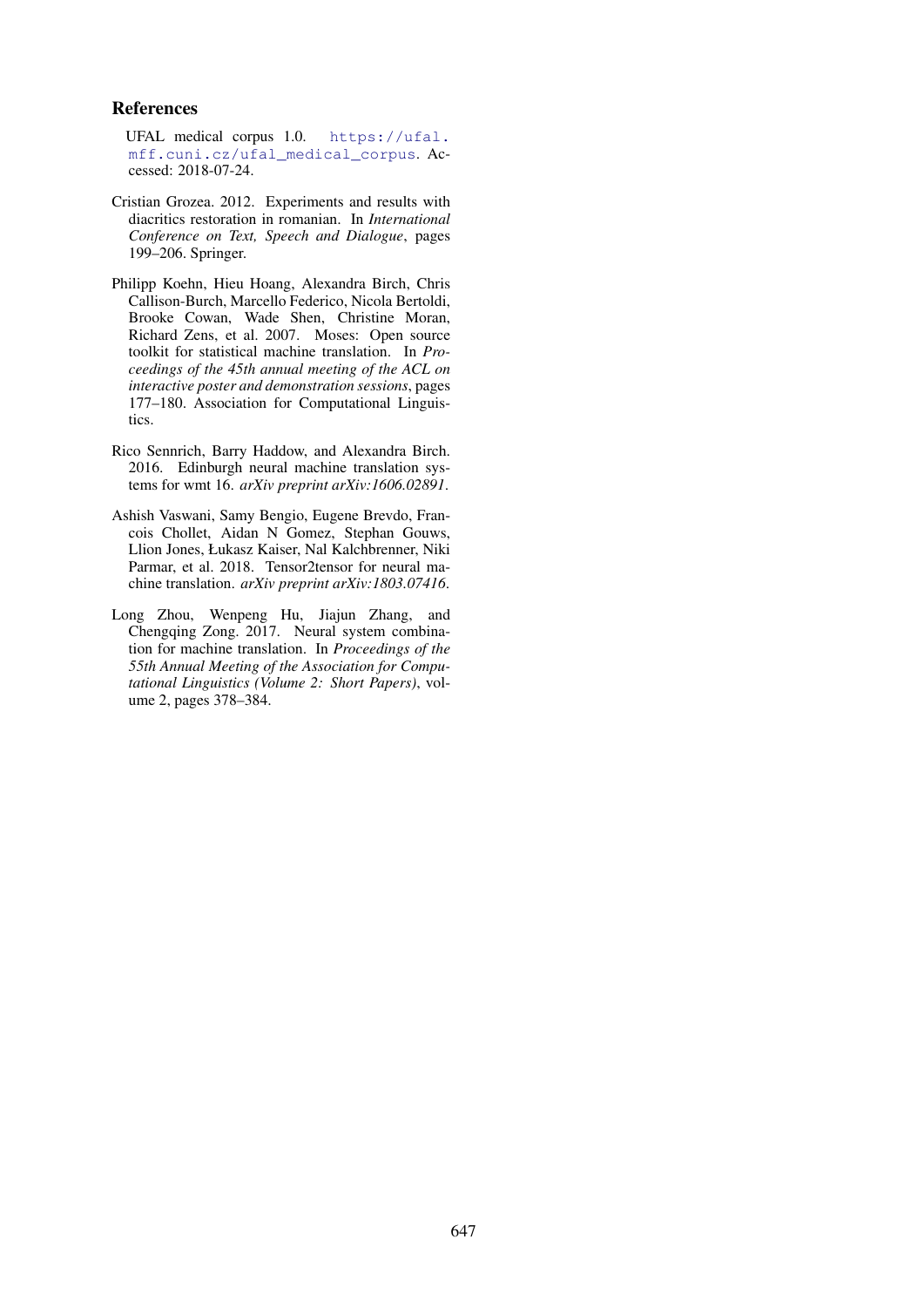## References

UFAL medical corpus 1.0. https://ufal.mff.cuni.cz/ufal_medical_corpus. Accessed: 2018-07-24.

Cristian Grozea. 2012. Experiments and results with diacritics restoration in romanian. In *International Conference on Text, Speech and Dialogue*, pages 199–206. Springer.

Philipp Koehn, Hieu Hoang, Alexandra Birch, Chris Callison-Burch, Marcello Federico, Nicola Bertoldi, Brooke Cowan, Wade Shen, Christine Moran, Richard Zens, et al. 2007. Moses: Open source toolkit for statistical machine translation. In *Proceedings of the 45th annual meeting of the ACL on interactive poster and demonstration sessions*, pages 177–180. Association for Computational Linguistics.

Rico Sennrich, Barry Haddow, and Alexandra Birch. 2016. Edinburgh neural machine translation systems for wmt 16. *arXiv preprint arXiv:1606.02891*.

Ashish Vaswani, Samy Bengio, Eugene Brevdo, Francois Chollet, Aidan N Gomez, Stephan Gouws, Llion Jones, Łukasz Kaiser, Nal Kalchbrenner, Niki Parmar, et al. 2018. Tensor2tensor for neural machine translation. *arXiv preprint arXiv:1803.07416*.

Long Zhou, Wenpeng Hu, Jiajun Zhang, and Chengqing Zong. 2017. Neural system combination for machine translation. In *Proceedings of the 55th Annual Meeting of the Association for Computational Linguistics (Volume 2: Short Papers)*, volume 2, pages 378–384.